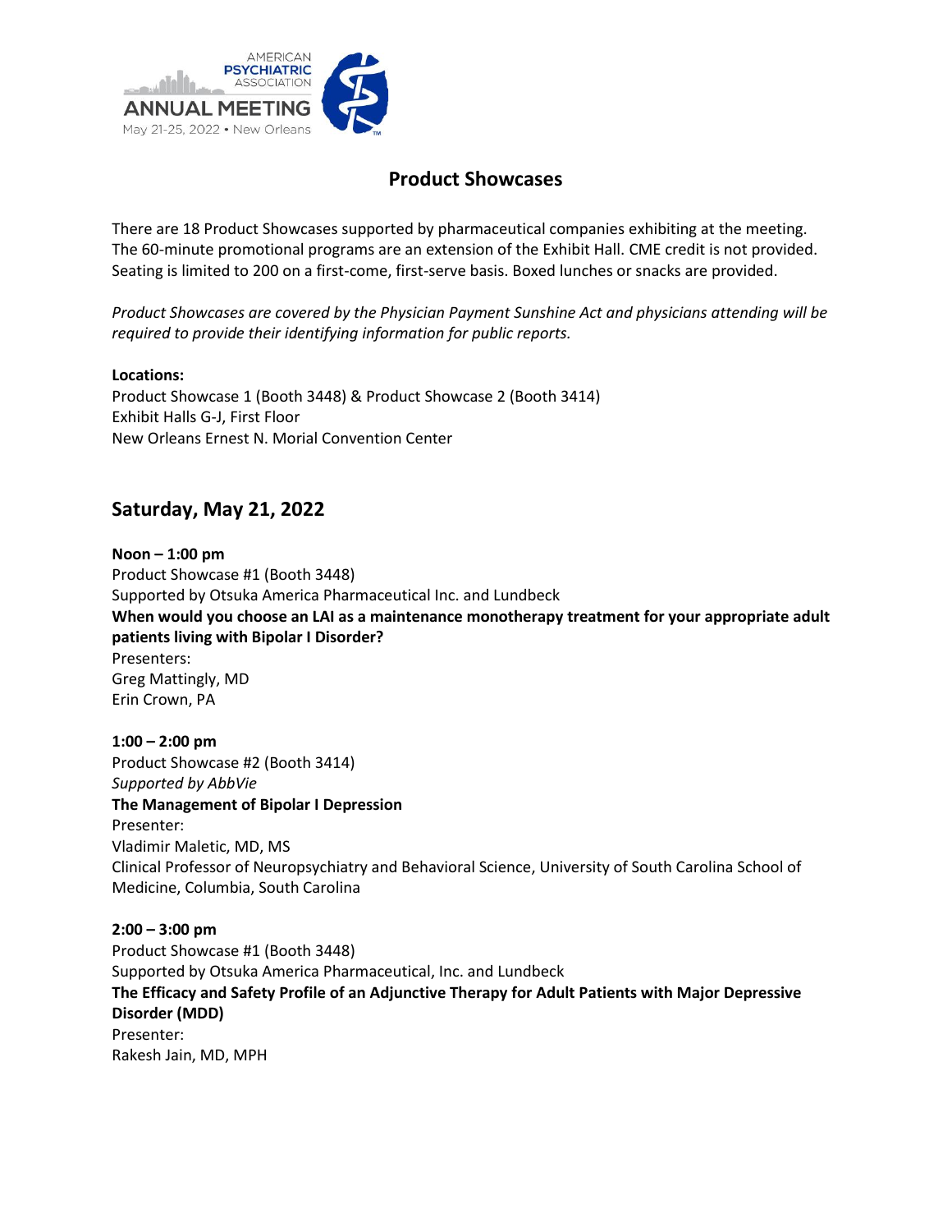AMERICAN PSYCHIATRIC ASSOCIATION
ANNUAL MEETING
May 21-25, 2022 • New Orleans

# Product Showcases

There are 18 Product Showcases supported by pharmaceutical companies exhibiting at the meeting. The 60-minute promotional programs are an extension of the Exhibit Hall. CME credit is not provided. Seating is limited to 200 on a first-come, first-serve basis. Boxed lunches or snacks are provided.

*Product Showcases are covered by the Physician Payment Sunshine Act and physicians attending will be required to provide their identifying information for public reports.*

**Locations:**
Product Showcase 1 (Booth 3448) & Product Showcase 2 (Booth 3414)
Exhibit Halls G-J, First Floor
New Orleans Ernest N. Morial Convention Center

## Saturday, May 21, 2022

**Noon – 1:00 pm**
Product Showcase #1 (Booth 3448)
Supported by Otsuka America Pharmaceutical Inc. and Lundbeck
**When would you choose an LAI as a maintenance monotherapy treatment for your appropriate adult patients living with Bipolar I Disorder?**
Presenters:
Greg Mattingly, MD
Erin Crown, PA

**1:00 – 2:00 pm**
Product Showcase #2 (Booth 3414)
*Supported by AbbVie*
**The Management of Bipolar I Depression**
Presenter:
Vladimir Maletic, MD, MS
Clinical Professor of Neuropsychiatry and Behavioral Science, University of South Carolina School of Medicine, Columbia, South Carolina

**2:00 – 3:00 pm**
Product Showcase #1 (Booth 3448)
Supported by Otsuka America Pharmaceutical, Inc. and Lundbeck
**The Efficacy and Safety Profile of an Adjunctive Therapy for Adult Patients with Major Depressive Disorder (MDD)**
Presenter:
Rakesh Jain, MD, MPH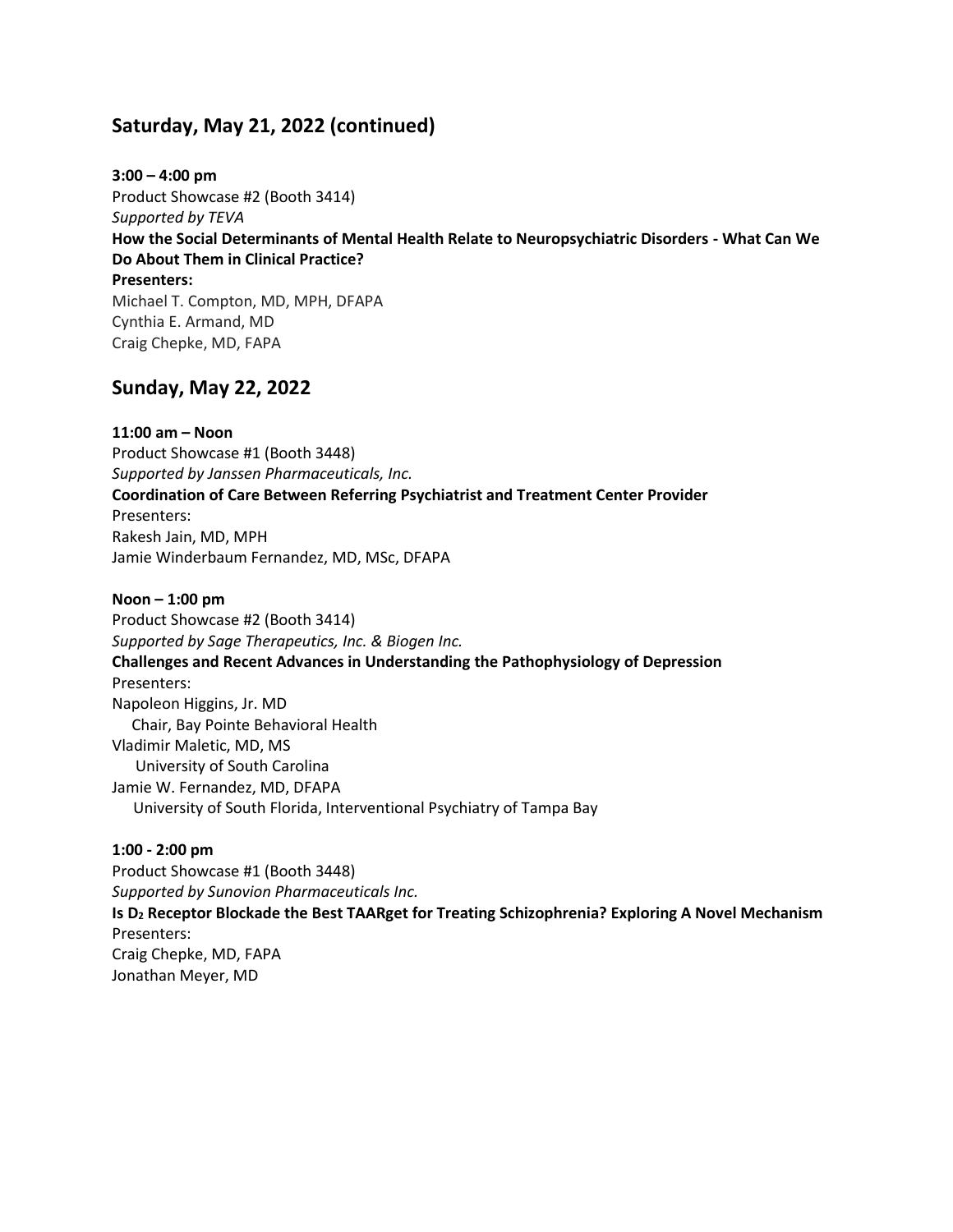## Saturday, May 21, 2022 (continued)

**3:00 – 4:00 pm**
Product Showcase #2 (Booth 3414)
*Supported by TEVA*
**How the Social Determinants of Mental Health Relate to Neuropsychiatric Disorders - What Can We Do About Them in Clinical Practice?**
**Presenters:**
Michael T. Compton, MD, MPH, DFAPA
Cynthia E. Armand, MD
Craig Chepke, MD, FAPA

## Sunday, May 22, 2022

**11:00 am – Noon**
Product Showcase #1 (Booth 3448)
*Supported by Janssen Pharmaceuticals, Inc.*
**Coordination of Care Between Referring Psychiatrist and Treatment Center Provider**
Presenters:
Rakesh Jain, MD, MPH
Jamie Winderbaum Fernandez, MD, MSc, DFAPA

**Noon – 1:00 pm**
Product Showcase #2 (Booth 3414)
*Supported by Sage Therapeutics, Inc. & Biogen Inc.*
**Challenges and Recent Advances in Understanding the Pathophysiology of Depression**
Presenters:
Napoleon Higgins, Jr. MD
Chair, Bay Pointe Behavioral Health
Vladimir Maletic, MD, MS
University of South Carolina
Jamie W. Fernandez, MD, DFAPA
University of South Florida, Interventional Psychiatry of Tampa Bay

**1:00 - 2:00 pm**
Product Showcase #1 (Booth 3448)
*Supported by Sunovion Pharmaceuticals Inc.*
**Is $D_2$ Receptor Blockade the Best TAARget for Treating Schizophrenia? Exploring A Novel Mechanism**
Presenters:
Craig Chepke, MD, FAPA
Jonathan Meyer, MD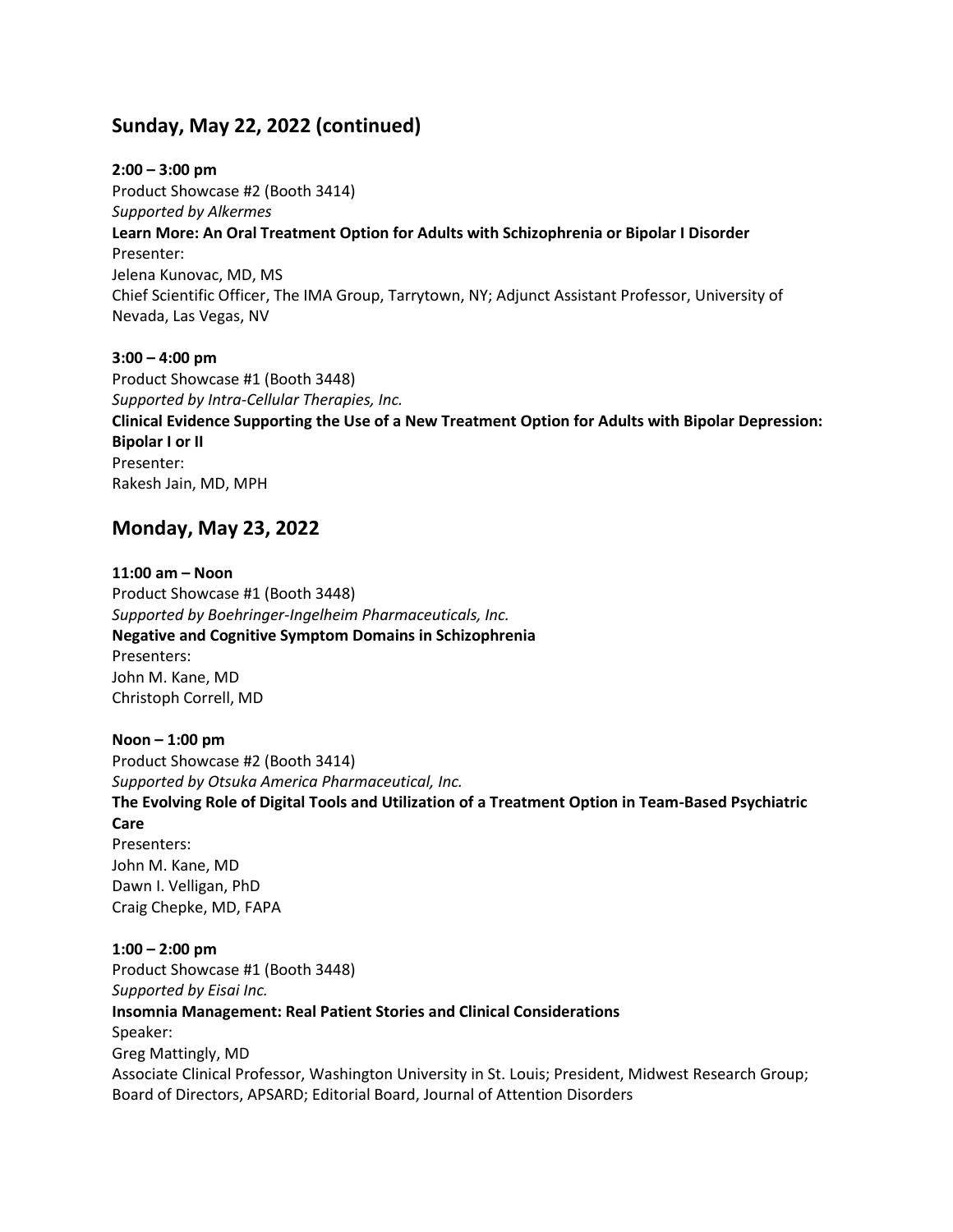## Sunday, May 22, 2022 (continued)

**2:00 – 3:00 pm**
Product Showcase #2 (Booth 3414)
*Supported by Alkermes*
**Learn More: An Oral Treatment Option for Adults with Schizophrenia or Bipolar I Disorder**
Presenter:
Jelena Kunovac, MD, MS
Chief Scientific Officer, The IMA Group, Tarrytown, NY; Adjunct Assistant Professor, University of Nevada, Las Vegas, NV

**3:00 – 4:00 pm**
Product Showcase #1 (Booth 3448)
*Supported by Intra-Cellular Therapies, Inc.*
**Clinical Evidence Supporting the Use of a New Treatment Option for Adults with Bipolar Depression: Bipolar I or II**
Presenter:
Rakesh Jain, MD, MPH

## Monday, May 23, 2022

**11:00 am – Noon**
Product Showcase #1 (Booth 3448)
*Supported by Boehringer-Ingelheim Pharmaceuticals, Inc.*
**Negative and Cognitive Symptom Domains in Schizophrenia**
Presenters:
John M. Kane, MD
Christoph Correll, MD

**Noon – 1:00 pm**
Product Showcase #2 (Booth 3414)
*Supported by Otsuka America Pharmaceutical, Inc.*
**The Evolving Role of Digital Tools and Utilization of a Treatment Option in Team-Based Psychiatric Care**
Presenters:
John M. Kane, MD
Dawn I. Velligan, PhD
Craig Chepke, MD, FAPA

**1:00 – 2:00 pm**
Product Showcase #1 (Booth 3448)
*Supported by Eisai Inc.*
**Insomnia Management: Real Patient Stories and Clinical Considerations**
Speaker:
Greg Mattingly, MD
Associate Clinical Professor, Washington University in St. Louis; President, Midwest Research Group; Board of Directors, APSARD; Editorial Board, Journal of Attention Disorders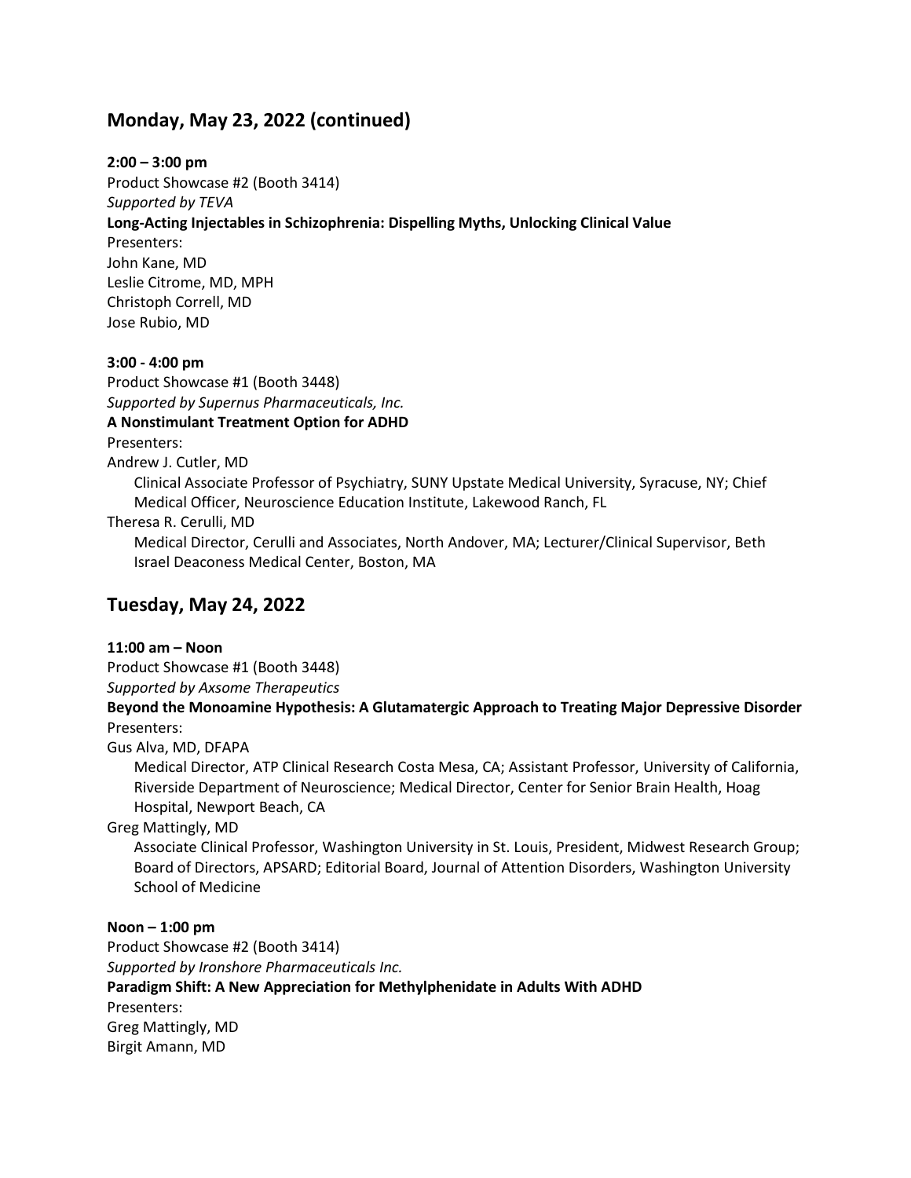## Monday, May 23, 2022 (continued)

**2:00 – 3:00 pm**
Product Showcase #2 (Booth 3414)
*Supported by TEVA*
**Long-Acting Injectables in Schizophrenia: Dispelling Myths, Unlocking Clinical Value**
Presenters:
John Kane, MD
Leslie Citrome, MD, MPH
Christoph Correll, MD
Jose Rubio, MD

**3:00 - 4:00 pm**
Product Showcase #1 (Booth 3448)
*Supported by Supernus Pharmaceuticals, Inc.*
**A Nonstimulant Treatment Option for ADHD**
Presenters:
Andrew J. Cutler, MD
Clinical Associate Professor of Psychiatry, SUNY Upstate Medical University, Syracuse, NY; Chief Medical Officer, Neuroscience Education Institute, Lakewood Ranch, FL
Theresa R. Cerulli, MD
Medical Director, Cerulli and Associates, North Andover, MA; Lecturer/Clinical Supervisor, Beth Israel Deaconess Medical Center, Boston, MA

## Tuesday, May 24, 2022

**11:00 am – Noon**
Product Showcase #1 (Booth 3448)
*Supported by Axsome Therapeutics*
**Beyond the Monoamine Hypothesis: A Glutamatergic Approach to Treating Major Depressive Disorder**
Presenters:
Gus Alva, MD, DFAPA
Medical Director, ATP Clinical Research Costa Mesa, CA; Assistant Professor, University of California, Riverside Department of Neuroscience; Medical Director, Center for Senior Brain Health, Hoag Hospital, Newport Beach, CA
Greg Mattingly, MD
Associate Clinical Professor, Washington University in St. Louis, President, Midwest Research Group; Board of Directors, APSARD; Editorial Board, Journal of Attention Disorders, Washington University School of Medicine

**Noon – 1:00 pm**
Product Showcase #2 (Booth 3414)
*Supported by Ironshore Pharmaceuticals Inc.*
**Paradigm Shift: A New Appreciation for Methylphenidate in Adults With ADHD**
Presenters:
Greg Mattingly, MD
Birgit Amann, MD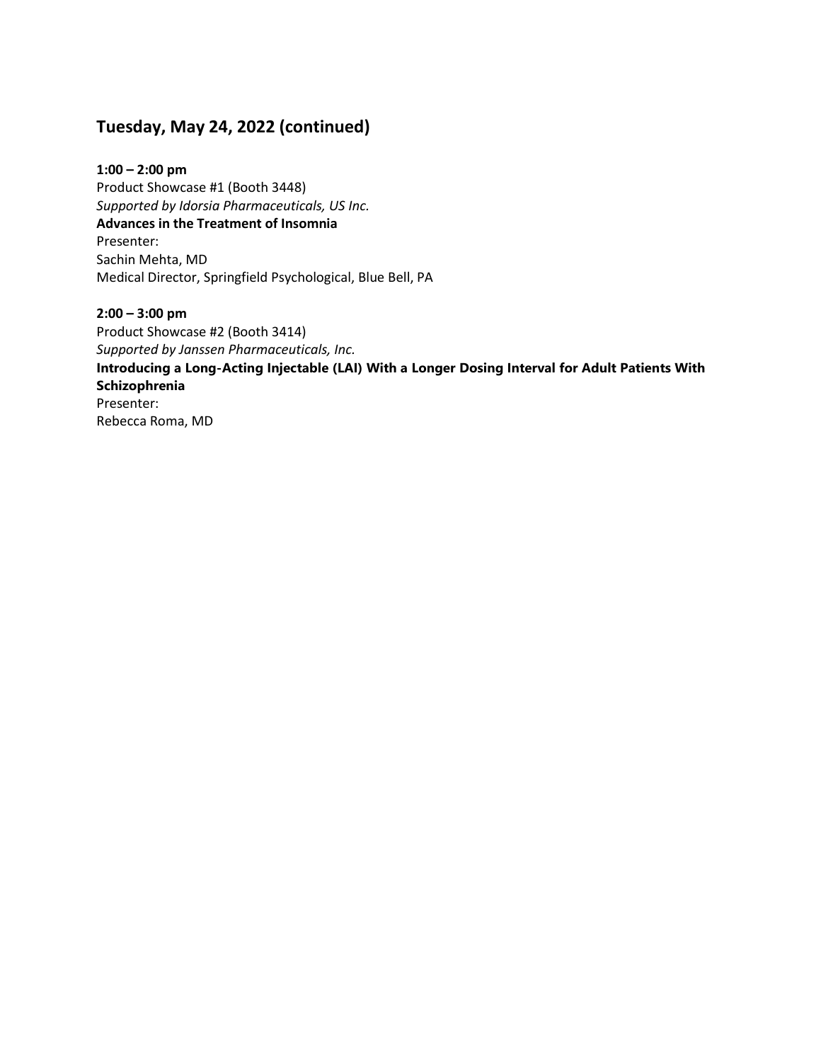## Tuesday, May 24, 2022 (continued)

**1:00 – 2:00 pm**
Product Showcase #1 (Booth 3448)
*Supported by Idorsia Pharmaceuticals, US Inc.*
**Advances in the Treatment of Insomnia**
Presenter:
Sachin Mehta, MD
Medical Director, Springfield Psychological, Blue Bell, PA

**2:00 – 3:00 pm**
Product Showcase #2 (Booth 3414)
*Supported by Janssen Pharmaceuticals, Inc.*
**Introducing a Long-Acting Injectable (LAI) With a Longer Dosing Interval for Adult Patients With Schizophrenia**
Presenter:
Rebecca Roma, MD